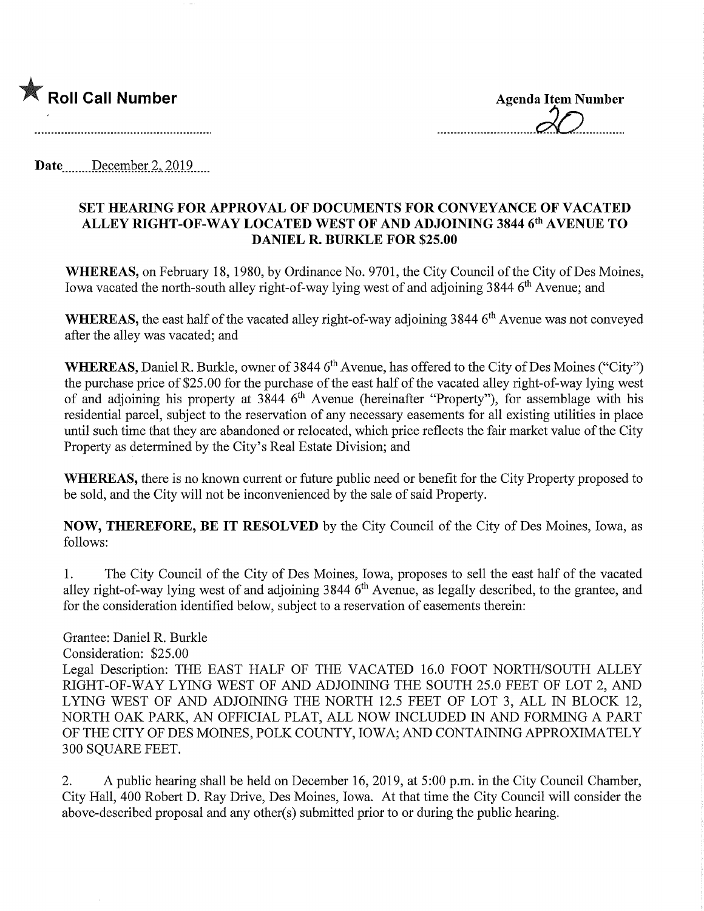★ **Roll Call Number**

**Agenda Item Number**

20

**Date** December 2, 2019

## SET HEARING FOR APPROVAL OF DOCUMENTS FOR CONVEYANCE OF VACATED ALLEY RIGHT-OF-WAY LOCATED WEST OF AND ADJOINING 3844 6th AVENUE TO DANIEL R. BURKLE FOR $25.00

**WHEREAS,** on February 18, 1980, by Ordinance No. 9701, the City Council of the City of Des Moines, Iowa vacated the north-south alley right-of-way lying west of and adjoining 3844 6th Avenue; and

**WHEREAS,** the east half of the vacated alley right-of-way adjoining 3844 6th Avenue was not conveyed after the alley was vacated; and

**WHEREAS,** Daniel R. Burkle, owner of 3844 6th Avenue, has offered to the City of Des Moines ("City") the purchase price of $25.00 for the purchase of the east half of the vacated alley right-of-way lying west of and adjoining his property at 3844 6th Avenue (hereinafter "Property"), for assemblage with his residential parcel, subject to the reservation of any necessary easements for all existing utilities in place until such time that they are abandoned or relocated, which price reflects the fair market value of the City Property as determined by the City's Real Estate Division; and

**WHEREAS,** there is no known current or future public need or benefit for the City Property proposed to be sold, and the City will not be inconvenienced by the sale of said Property.

**NOW, THEREFORE, BE IT RESOLVED** by the City Council of the City of Des Moines, Iowa, as follows:

1. The City Council of the City of Des Moines, Iowa, proposes to sell the east half of the vacated alley right-of-way lying west of and adjoining 3844 6th Avenue, as legally described, to the grantee, and for the consideration identified below, subject to a reservation of easements therein:

Grantee: Daniel R. Burkle
Consideration: $25.00
Legal Description: THE EAST HALF OF THE VACATED 16.0 FOOT NORTH/SOUTH ALLEY RIGHT-OF-WAY LYING WEST OF AND ADJOINING THE SOUTH 25.0 FEET OF LOT 2, AND LYING WEST OF AND ADJOINING THE NORTH 12.5 FEET OF LOT 3, ALL IN BLOCK 12, NORTH OAK PARK, AN OFFICIAL PLAT, ALL NOW INCLUDED IN AND FORMING A PART OF THE CITY OF DES MOINES, POLK COUNTY, IOWA; AND CONTAINING APPROXIMATELY 300 SQUARE FEET.

2. A public hearing shall be held on December 16, 2019, at 5:00 p.m. in the City Council Chamber, City Hall, 400 Robert D. Ray Drive, Des Moines, Iowa. At that time the City Council will consider the above-described proposal and any other(s) submitted prior to or during the public hearing.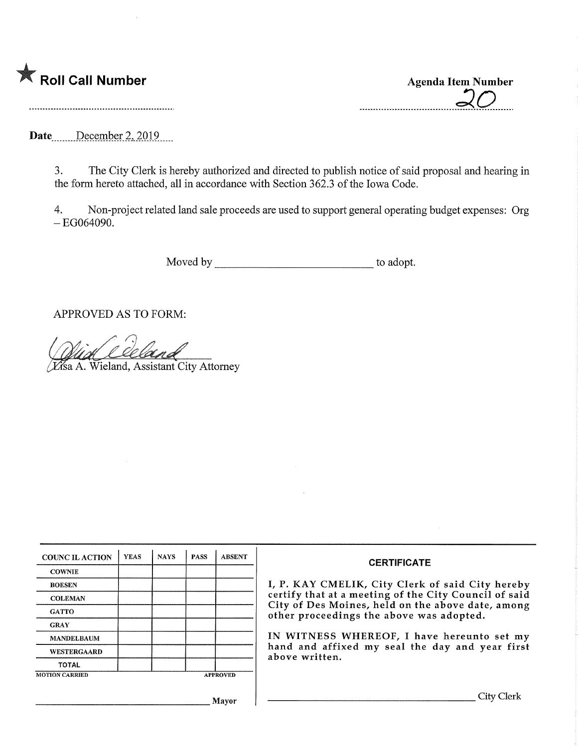★ **Roll Call Number**

**Agenda Item Number**

20

**Date** December 2, 2019

3. The City Clerk is hereby authorized and directed to publish notice of said proposal and hearing in the form hereto attached, all in accordance with Section 362.3 of the Iowa Code.

4. Non-project related land sale proceeds are used to support general operating budget expenses: Org – EG064090.

Moved by ____________________________ to adopt.

APPROVED AS TO FORM:

Lisa A. Wieland, Assistant City Attorney

| COUNCIL ACTION | YEAS | NAYS | PASS | ABSENT |
|---|---|---|---|---|
| COWNIE | | | | |
| BOESEN | | | | |
| COLEMAN | | | | |
| GATTO | | | | |
| GRAY | | | | |
| MANDELBAUM | | | | |
| WESTERGAARD | | | | |
| TOTAL | | | | |

MOTION CARRIED APPROVED

____________________________ Mayor

**CERTIFICATE**

I, P. KAY CMELIK, City Clerk of said City hereby certify that at a meeting of the City Council of said City of Des Moines, held on the above date, among other proceedings the above was adopted.

IN WITNESS WHEREOF, I have hereunto set my hand and affixed my seal the day and year first above written.

____________________________ City Clerk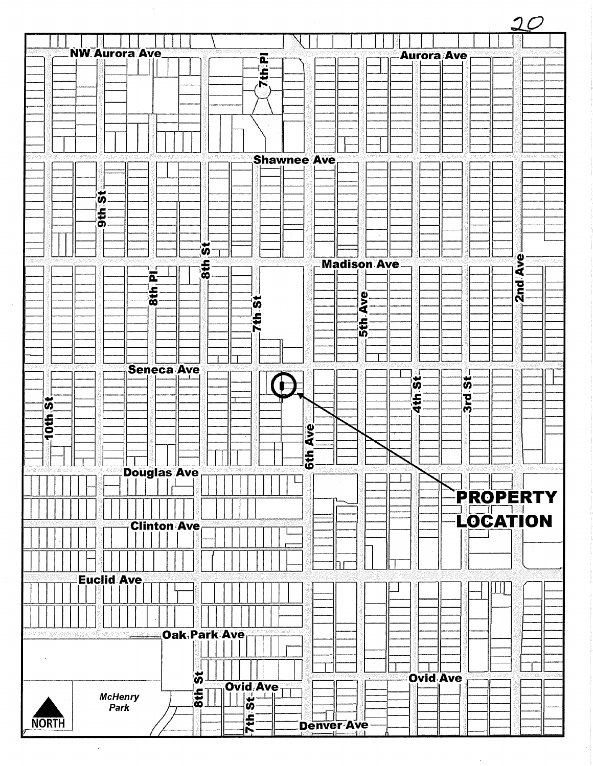NW Aurora Ave

Aurora Ave

7th Pl

Shawnee Ave

9th St

8th St

Madison Ave

8th Pl

7th St

5th Ave

2nd Ave

Seneca Ave

10th St

4th St

3rd St

6th Ave

Douglas Ave

**PROPERTY LOCATION**

Clinton Ave

Euclid Ave

Oak Park Ave

Ovid Ave

McHenry Park

8th St

Ovid Ave

7th St

Denver Ave

NORTH